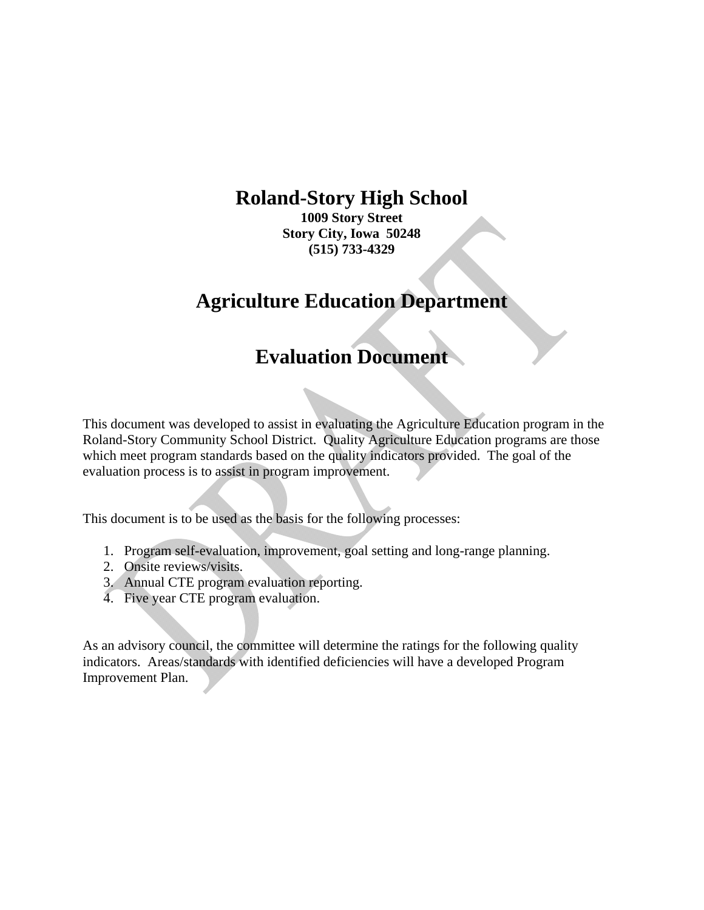# Roland-Story High School

**1009 Story Street**
**Story City, Iowa 50248**
**(515) 733-4329**

## Agriculture Education Department

## Evaluation Document

This document was developed to assist in evaluating the Agriculture Education program in the Roland-Story Community School District. Quality Agriculture Education programs are those which meet program standards based on the quality indicators provided. The goal of the evaluation process is to assist in program improvement.

This document is to be used as the basis for the following processes:

1. Program self-evaluation, improvement, goal setting and long-range planning.
2. Onsite reviews/visits.
3. Annual CTE program evaluation reporting.
4. Five year CTE program evaluation.

As an advisory council, the committee will determine the ratings for the following quality indicators. Areas/standards with identified deficiencies will have a developed Program Improvement Plan.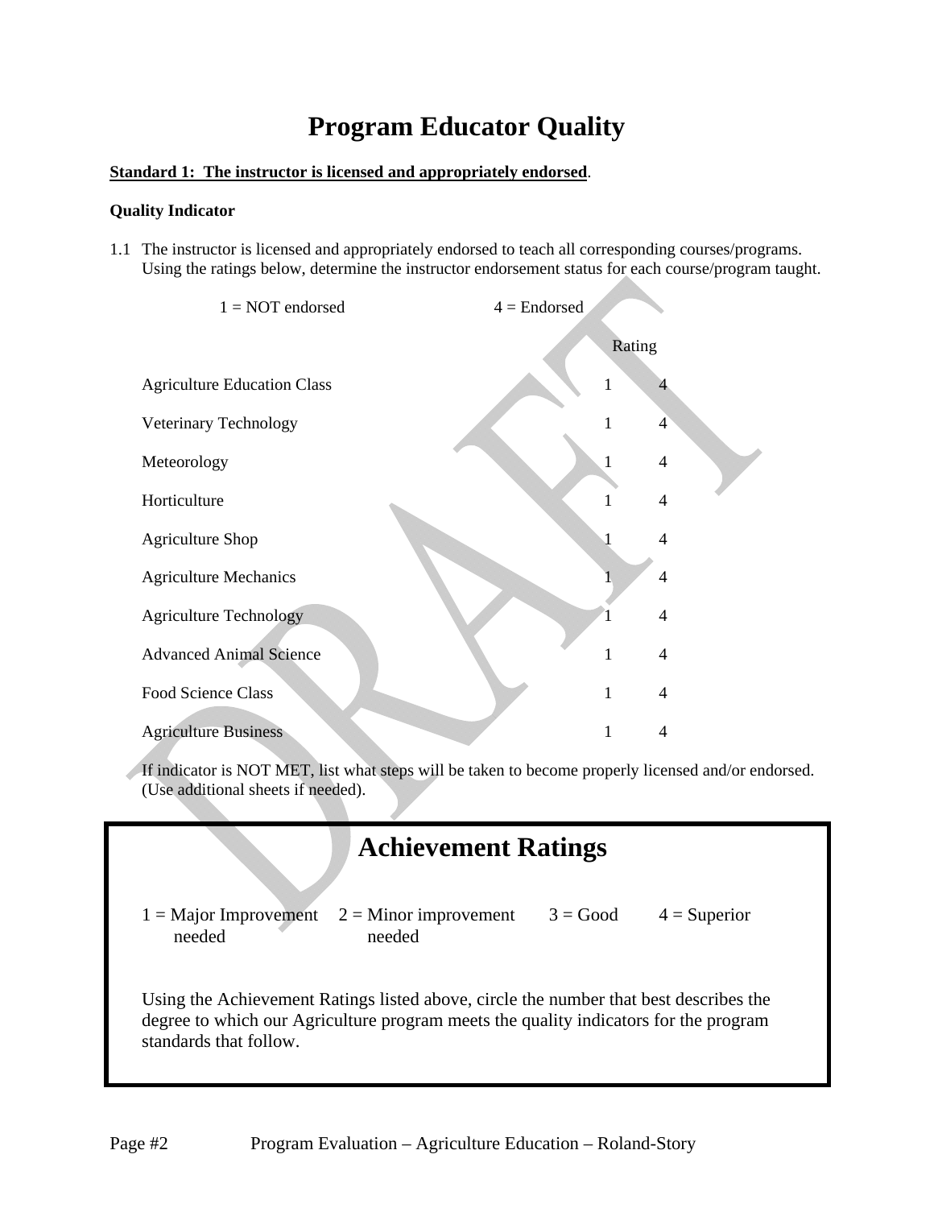# Program Educator Quality

**Standard 1: The instructor is licensed and appropriately endorsed.**

**Quality Indicator**

1.1 The instructor is licensed and appropriately endorsed to teach all corresponding courses/programs. Using the ratings below, determine the instructor endorsement status for each course/program taught.

1 = NOT endorsed    4 = Endorsed

| | Rating | |
|---|---|---|
| Agriculture Education Class | 1 | 4 |
| Veterinary Technology | 1 | 4 |
| Meteorology | 1 | 4 |
| Horticulture | 1 | 4 |
| Agriculture Shop | 1 | 4 |
| Agriculture Mechanics | 1 | 4 |
| Agriculture Technology | 1 | 4 |
| Advanced Animal Science | 1 | 4 |
| Food Science Class | 1 | 4 |
| Agriculture Business | 1 | 4 |

If indicator is NOT MET, list what steps will be taken to become properly licensed and/or endorsed. (Use additional sheets if needed).

## Achievement Ratings

1 = Major Improvement needed    2 = Minor improvement needed    3 = Good    4 = Superior

Using the Achievement Ratings listed above, circle the number that best describes the degree to which our Agriculture program meets the quality indicators for the program standards that follow.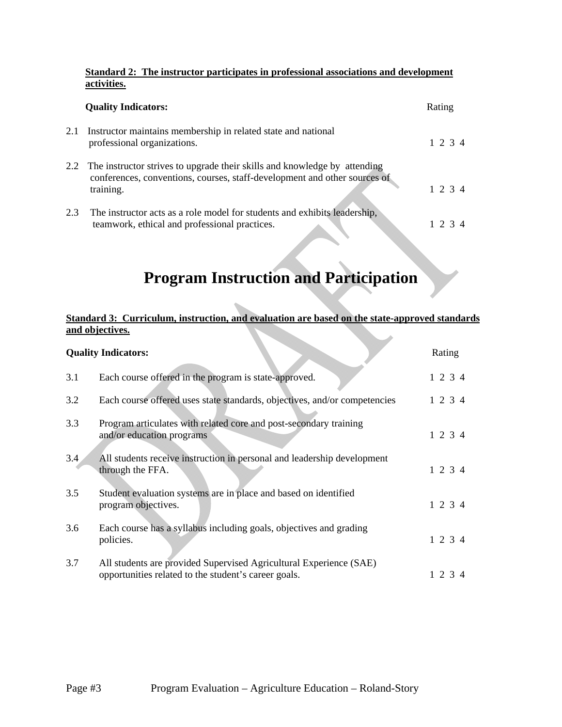**Standard 2: The instructor participates in professional associations and development activities.**

| Quality Indicators: | | Rating |
|---|---|---|
| 2.1 | Instructor maintains membership in related state and national professional organizations. | 1 2 3 4 |
| 2.2 | The instructor strives to upgrade their skills and knowledge by attending conferences, conventions, courses, staff-development and other sources of training. | 1 2 3 4 |
| 2.3 | The instructor acts as a role model for students and exhibits leadership, teamwork, ethical and professional practices. | 1 2 3 4 |

# Program Instruction and Participation

**Standard 3: Curriculum, instruction, and evaluation are based on the state-approved standards and objectives.**

| Quality Indicators: | | Rating |
|---|---|---|
| 3.1 | Each course offered in the program is state-approved. | 1 2 3 4 |
| 3.2 | Each course offered uses state standards, objectives, and/or competencies | 1 2 3 4 |
| 3.3 | Program articulates with related core and post-secondary training and/or education programs | 1 2 3 4 |
| 3.4 | All students receive instruction in personal and leadership development through the FFA. | 1 2 3 4 |
| 3.5 | Student evaluation systems are in place and based on identified program objectives. | 1 2 3 4 |
| 3.6 | Each course has a syllabus including goals, objectives and grading policies. | 1 2 3 4 |
| 3.7 | All students are provided Supervised Agricultural Experience (SAE) opportunities related to the student's career goals. | 1 2 3 4 |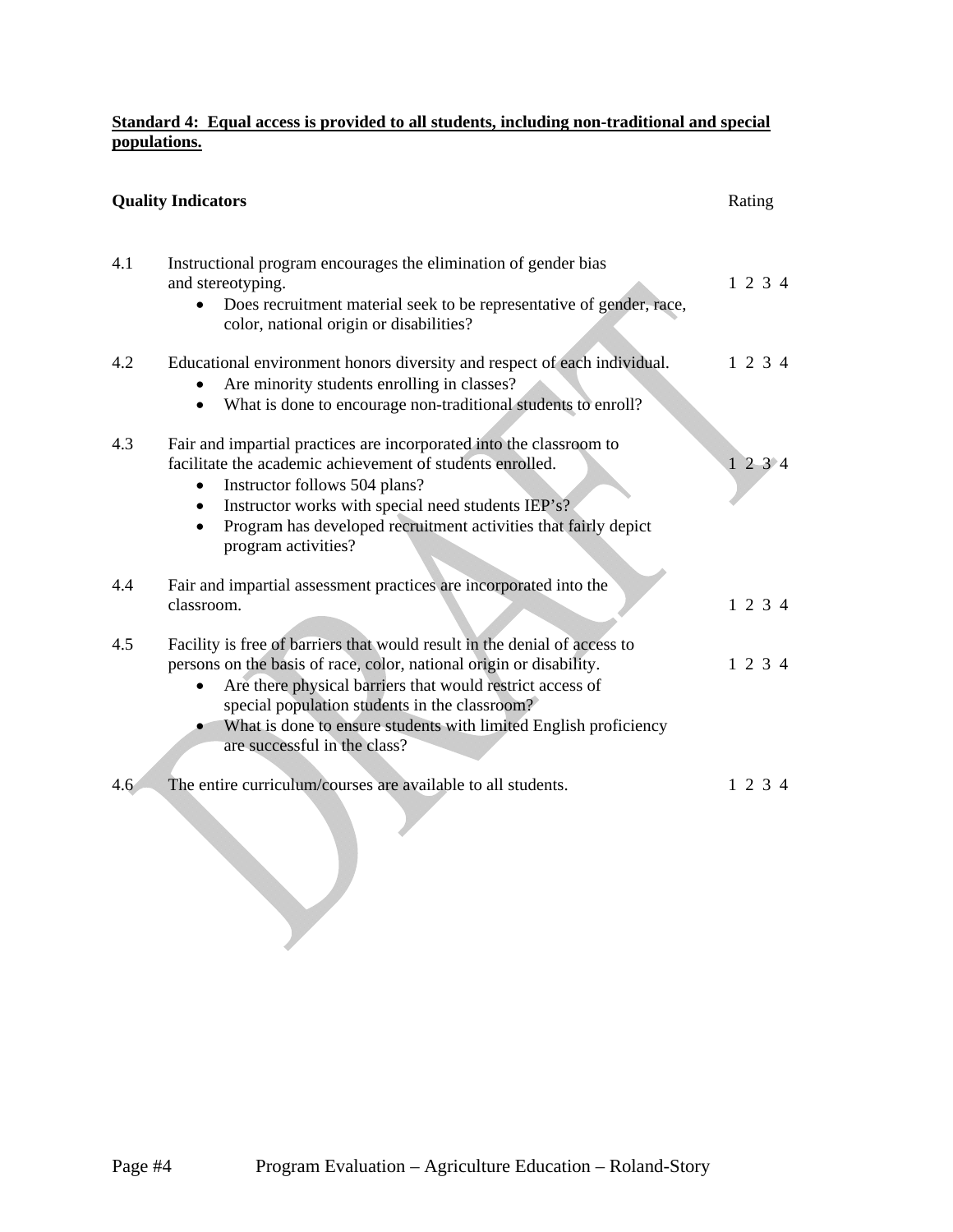**Standard 4: Equal access is provided to all students, including non-traditional and special populations.**

| **Quality Indicators** | | Rating |
|---|---|---|
| 4.1 | Instructional program encourages the elimination of gender bias and stereotyping.<br>• Does recruitment material seek to be representative of gender, race, color, national origin or disabilities? | 1 2 3 4 |
| 4.2 | Educational environment honors diversity and respect of each individual.<br>• Are minority students enrolling in classes?<br>• What is done to encourage non-traditional students to enroll? | 1 2 3 4 |
| 4.3 | Fair and impartial practices are incorporated into the classroom to facilitate the academic achievement of students enrolled.<br>• Instructor follows 504 plans?<br>• Instructor works with special need students IEP's?<br>• Program has developed recruitment activities that fairly depict program activities? | 1 2 3 4 |
| 4.4 | Fair and impartial assessment practices are incorporated into the classroom. | 1 2 3 4 |
| 4.5 | Facility is free of barriers that would result in the denial of access to persons on the basis of race, color, national origin or disability.<br>• Are there physical barriers that would restrict access of special population students in the classroom?<br>• What is done to ensure students with limited English proficiency are successful in the class? | 1 2 3 4 |
| 4.6 | The entire curriculum/courses are available to all students. | 1 2 3 4 |

DRAFT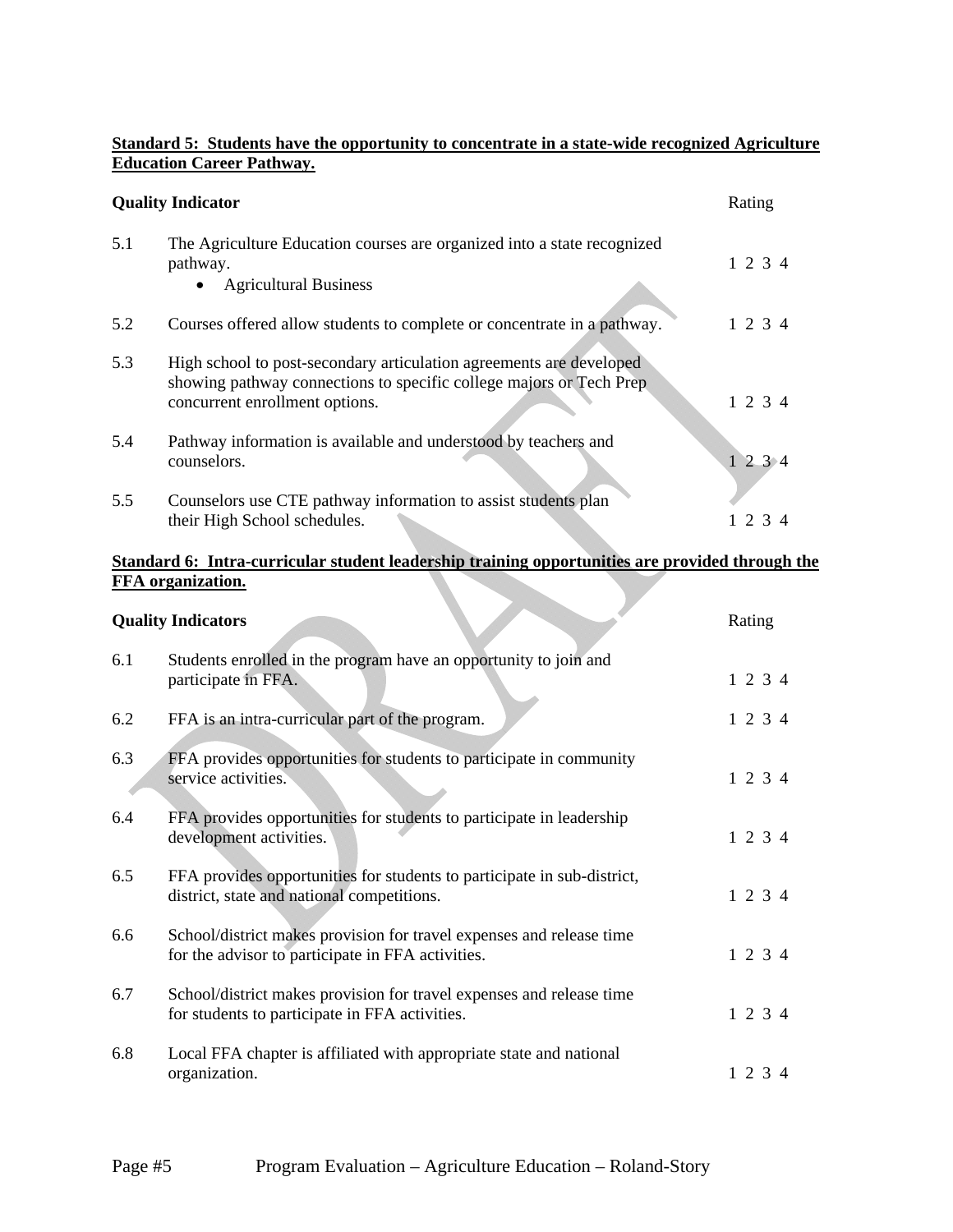**Standard 5: Students have the opportunity to concentrate in a state-wide recognized Agriculture Education Career Pathway.**

| | Quality Indicator | Rating |
|---|---|---|
| 5.1 | The Agriculture Education courses are organized into a state recognized pathway.<br>• Agricultural Business | 1 2 3 4 |
| 5.2 | Courses offered allow students to complete or concentrate in a pathway. | 1 2 3 4 |
| 5.3 | High school to post-secondary articulation agreements are developed showing pathway connections to specific college majors or Tech Prep concurrent enrollment options. | 1 2 3 4 |
| 5.4 | Pathway information is available and understood by teachers and counselors. | 1 2 3 4 |
| 5.5 | Counselors use CTE pathway information to assist students plan their High School schedules. | 1 2 3 4 |

**Standard 6: Intra-curricular student leadership training opportunities are provided through the FFA organization.**

| | Quality Indicators | Rating |
|---|---|---|
| 6.1 | Students enrolled in the program have an opportunity to join and participate in FFA. | 1 2 3 4 |
| 6.2 | FFA is an intra-curricular part of the program. | 1 2 3 4 |
| 6.3 | FFA provides opportunities for students to participate in community service activities. | 1 2 3 4 |
| 6.4 | FFA provides opportunities for students to participate in leadership development activities. | 1 2 3 4 |
| 6.5 | FFA provides opportunities for students to participate in sub-district, district, state and national competitions. | 1 2 3 4 |
| 6.6 | School/district makes provision for travel expenses and release time for the advisor to participate in FFA activities. | 1 2 3 4 |
| 6.7 | School/district makes provision for travel expenses and release time for students to participate in FFA activities. | 1 2 3 4 |
| 6.8 | Local FFA chapter is affiliated with appropriate state and national organization. | 1 2 3 4 |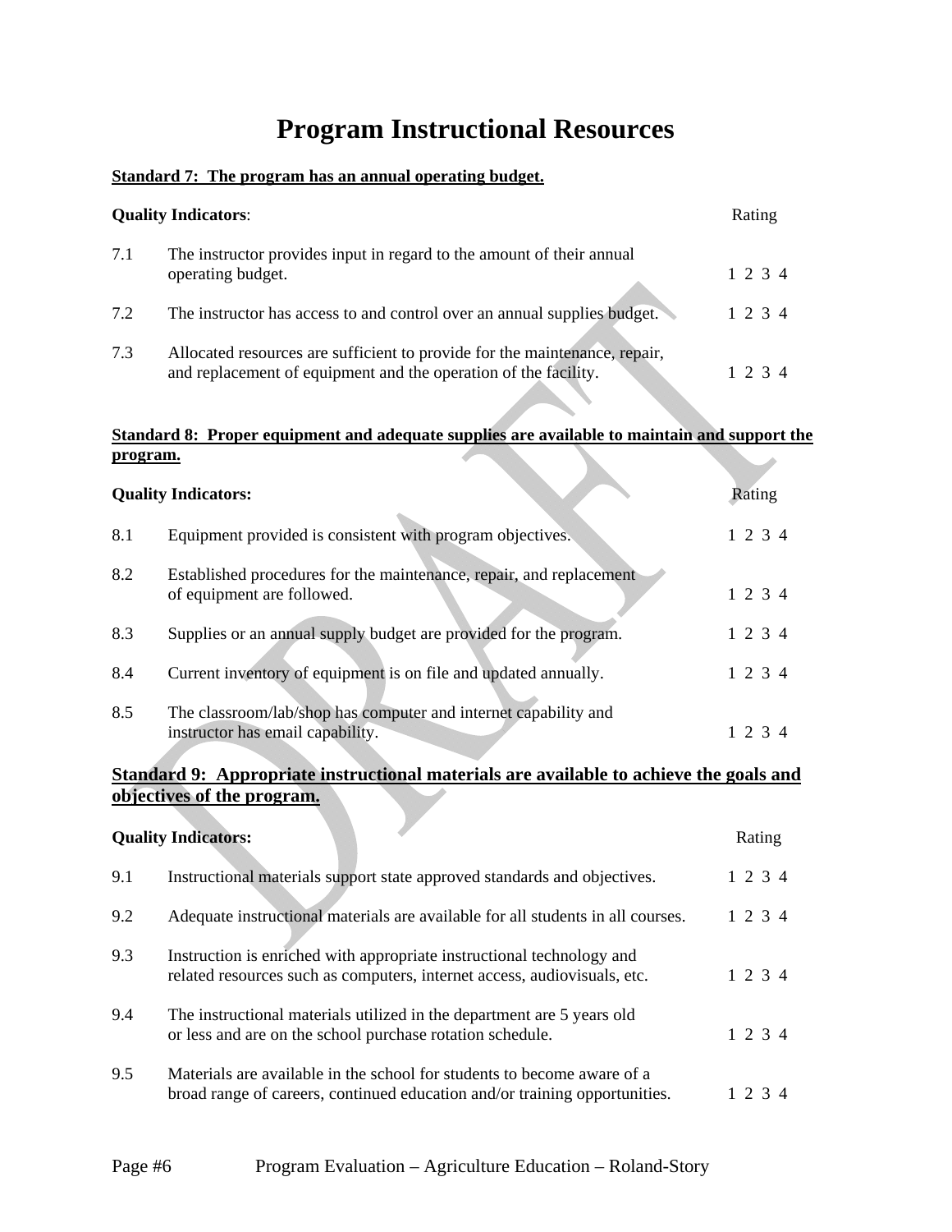# Program Instructional Resources

**Standard 7: The program has an annual operating budget.**

| Quality Indicators: | | Rating |
|---|---|---|
| 7.1 | The instructor provides input in regard to the amount of their annual operating budget. | 1 2 3 4 |
| 7.2 | The instructor has access to and control over an annual supplies budget. | 1 2 3 4 |
| 7.3 | Allocated resources are sufficient to provide for the maintenance, repair, and replacement of equipment and the operation of the facility. | 1 2 3 4 |

**Standard 8: Proper equipment and adequate supplies are available to maintain and support the program.**

| Quality Indicators: | | Rating |
|---|---|---|
| 8.1 | Equipment provided is consistent with program objectives. | 1 2 3 4 |
| 8.2 | Established procedures for the maintenance, repair, and replacement of equipment are followed. | 1 2 3 4 |
| 8.3 | Supplies or an annual supply budget are provided for the program. | 1 2 3 4 |
| 8.4 | Current inventory of equipment is on file and updated annually. | 1 2 3 4 |
| 8.5 | The classroom/lab/shop has computer and internet capability and instructor has email capability. | 1 2 3 4 |

**Standard 9: Appropriate instructional materials are available to achieve the goals and objectives of the program.**

| Quality Indicators: | | Rating |
|---|---|---|
| 9.1 | Instructional materials support state approved standards and objectives. | 1 2 3 4 |
| 9.2 | Adequate instructional materials are available for all students in all courses. | 1 2 3 4 |
| 9.3 | Instruction is enriched with appropriate instructional technology and related resources such as computers, internet access, audiovisuals, etc. | 1 2 3 4 |
| 9.4 | The instructional materials utilized in the department are 5 years old or less and are on the school purchase rotation schedule. | 1 2 3 4 |
| 9.5 | Materials are available in the school for students to become aware of a broad range of careers, continued education and/or training opportunities. | 1 2 3 4 |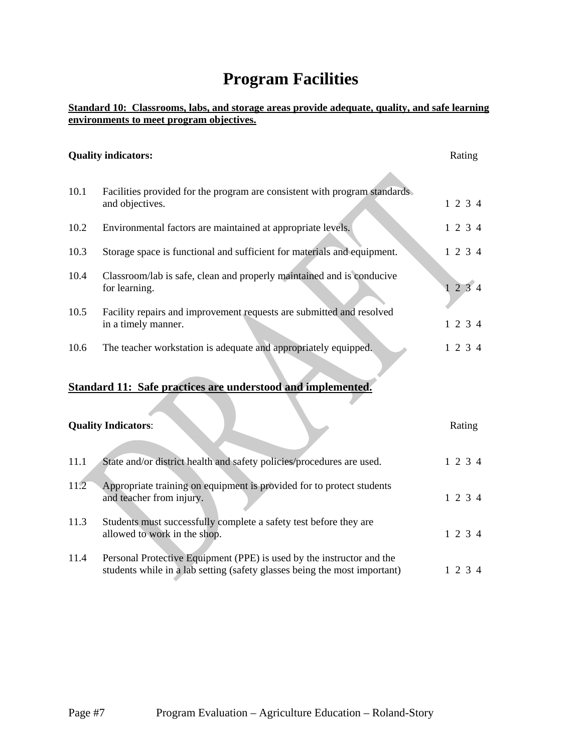# Program Facilities

**Standard 10: Classrooms, labs, and storage areas provide adequate, quality, and safe learning environments to meet program objectives.**

| | Quality indicators: | Rating |
|---|---|---|
| 10.1 | Facilities provided for the program are consistent with program standards and objectives. | 1 2 3 4 |
| 10.2 | Environmental factors are maintained at appropriate levels. | 1 2 3 4 |
| 10.3 | Storage space is functional and sufficient for materials and equipment. | 1 2 3 4 |
| 10.4 | Classroom/lab is safe, clean and properly maintained and is conducive for learning. | 1 2 3 4 |
| 10.5 | Facility repairs and improvement requests are submitted and resolved in a timely manner. | 1 2 3 4 |
| 10.6 | The teacher workstation is adequate and appropriately equipped. | 1 2 3 4 |

**Standard 11: Safe practices are understood and implemented.**

| | Quality Indicators: | Rating |
|---|---|---|
| 11.1 | State and/or district health and safety policies/procedures are used. | 1 2 3 4 |
| 11.2 | Appropriate training on equipment is provided for to protect students and teacher from injury. | 1 2 3 4 |
| 11.3 | Students must successfully complete a safety test before they are allowed to work in the shop. | 1 2 3 4 |
| 11.4 | Personal Protective Equipment (PPE) is used by the instructor and the students while in a lab setting (safety glasses being the most important) | 1 2 3 4 |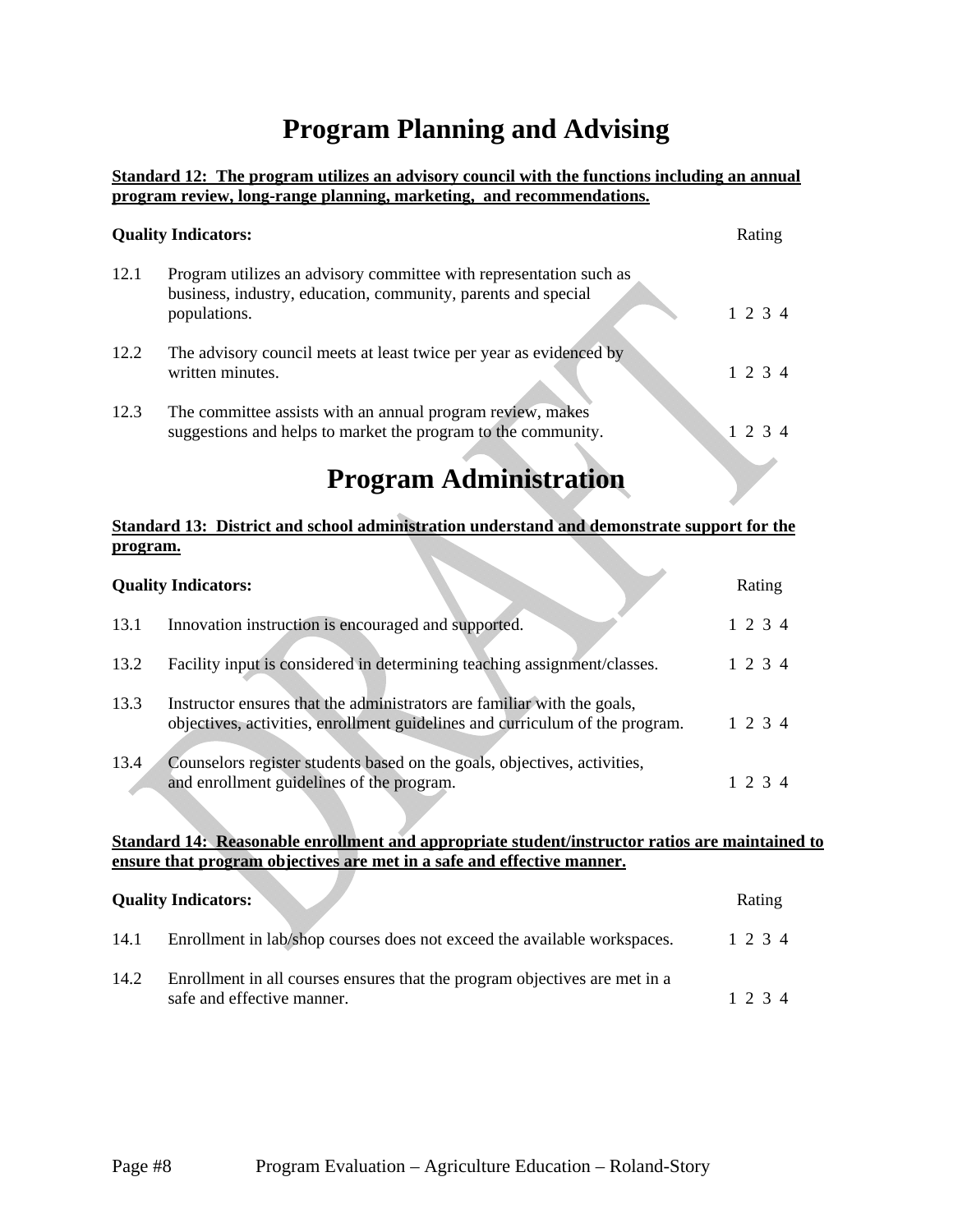# Program Planning and Advising

**Standard 12: The program utilizes an advisory council with the functions including an annual program review, long-range planning, marketing, and recommendations.**

| **Quality Indicators:** | | Rating |
|---|---|---|
| 12.1 | Program utilizes an advisory committee with representation such as business, industry, education, community, parents and special populations. | 1 2 3 4 |
| 12.2 | The advisory council meets at least twice per year as evidenced by written minutes. | 1 2 3 4 |
| 12.3 | The committee assists with an annual program review, makes suggestions and helps to market the program to the community. | 1 2 3 4 |

# Program Administration

**Standard 13: District and school administration understand and demonstrate support for the program.**

| **Quality Indicators:** | | Rating |
|---|---|---|
| 13.1 | Innovation instruction is encouraged and supported. | 1 2 3 4 |
| 13.2 | Facility input is considered in determining teaching assignment/classes. | 1 2 3 4 |
| 13.3 | Instructor ensures that the administrators are familiar with the goals, objectives, activities, enrollment guidelines and curriculum of the program. | 1 2 3 4 |
| 13.4 | Counselors register students based on the goals, objectives, activities, and enrollment guidelines of the program. | 1 2 3 4 |

**Standard 14: Reasonable enrollment and appropriate student/instructor ratios are maintained to ensure that program objectives are met in a safe and effective manner.**

| **Quality Indicators:** | | Rating |
|---|---|---|
| 14.1 | Enrollment in lab/shop courses does not exceed the available workspaces. | 1 2 3 4 |
| 14.2 | Enrollment in all courses ensures that the program objectives are met in a safe and effective manner. | 1 2 3 4 |